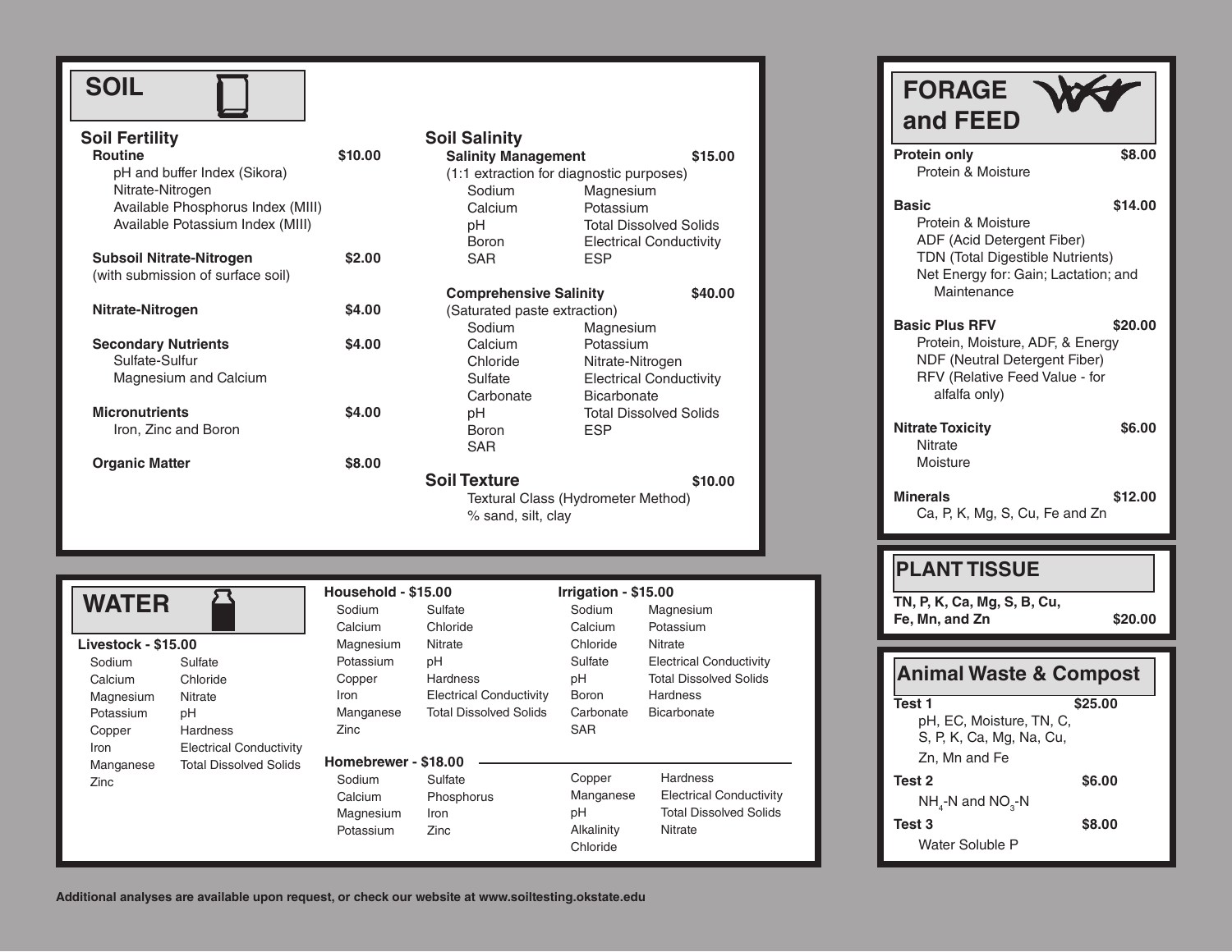# SOIL

## Soil Fertility

**Routine** — $10.00
- pH and buffer Index (Sikora)
- Nitrate-Nitrogen
- Available Phosphorus Index (MIII)
- Available Potassium Index (MIII)

**Subsoil Nitrate-Nitrogen** — $2.00
(with submission of surface soil)

**Nitrate-Nitrogen** — $4.00

**Secondary Nutrients** — $4.00
- Sulfate-Sulfur
- Magnesium and Calcium

**Micronutrients** — $4.00
- Iron, Zinc and Boron

**Organic Matter** — $8.00

## Soil Salinity

**Salinity Management** — $15.00
(1:1 extraction for diagnostic purposes)

| | |
|---|---|
| Sodium | Magnesium |
| Calcium | Potassium |
| pH | Total Dissolved Solids |
| Boron | Electrical Conductivity |
| SAR | ESP |

**Comprehensive Salinity** — $40.00
(Saturated paste extraction)

| | |
|---|---|
| Sodium | Magnesium |
| Calcium | Potassium |
| Chloride | Nitrate-Nitrogen |
| Sulfate | Electrical Conductivity |
| Carbonate | Bicarbonate |
| pH | Total Dissolved Solids |
| Boron | ESP |
| SAR | |

## Soil Texture — $10.00
- Textural Class (Hydrometer Method)
- % sand, silt, clay

# FORAGE and FEED

**Protein only** — $8.00
- Protein & Moisture

**Basic** — $14.00
- Protein & Moisture
- ADF (Acid Detergent Fiber)
- TDN (Total Digestible Nutrients)
- Net Energy for: Gain; Lactation; and Maintenance

**Basic Plus RFV** — $20.00
- Protein, Moisture, ADF, & Energy
- NDF (Neutral Detergent Fiber)
- RFV (Relative Feed Value - for alfalfa only)

**Nitrate Toxicity** — $6.00
- Nitrate
- Moisture

**Minerals** — $12.00
- Ca, P, K, Mg, S, Cu, Fe and Zn

# WATER

**Livestock - $15.00**

| | |
|---|---|
| Sodium | Sulfate |
| Calcium | Chloride |
| Magnesium | Nitrate |
| Potassium | pH |
| Copper | Hardness |
| Iron | Electrical Conductivity |
| Manganese | Total Dissolved Solids |
| Zinc | |

**Household - $15.00**

| | |
|---|---|
| Sodium | Sulfate |
| Calcium | Chloride |
| Magnesium | Nitrate |
| Potassium | pH |
| Copper | Hardness |
| Iron | Electrical Conductivity |
| Manganese | Total Dissolved Solids |
| Zinc | |

**Irrigation - $15.00**

| | |
|---|---|
| Sodium | Magnesium |
| Calcium | Potassium |
| Chloride | Nitrate |
| Sulfate | Electrical Conductivity |
| pH | Total Dissolved Solids |
| Boron | Hardness |
| Carbonate | Bicarbonate |
| SAR | |

**Homebrewer - $18.00**

| | | | |
|---|---|---|---|
| Sodium | Sulfate | Copper | Hardness |
| Calcium | Phosphorus | Manganese | Electrical Conductivity |
| Magnesium | Iron | pH | Total Dissolved Solids |
| Potassium | Zinc | Alkalinity | Nitrate |
| | | Chloride | |

# PLANT TISSUE

**TN, P, K, Ca, Mg, S, B, Cu, Fe, Mn, and Zn** — $20.00

# Animal Waste & Compost

**Test 1** — $25.00
- pH, EC, Moisture, TN, C, S, P, K, Ca, Mg, Na, Cu, Zn, Mn and Fe

**Test 2** — $6.00
- $NH_4$-N and $NO_3$-N

**Test 3** — $8.00
- Water Soluble P

**Additional analyses are available upon request, or check our website at www.soiltesting.okstate.edu**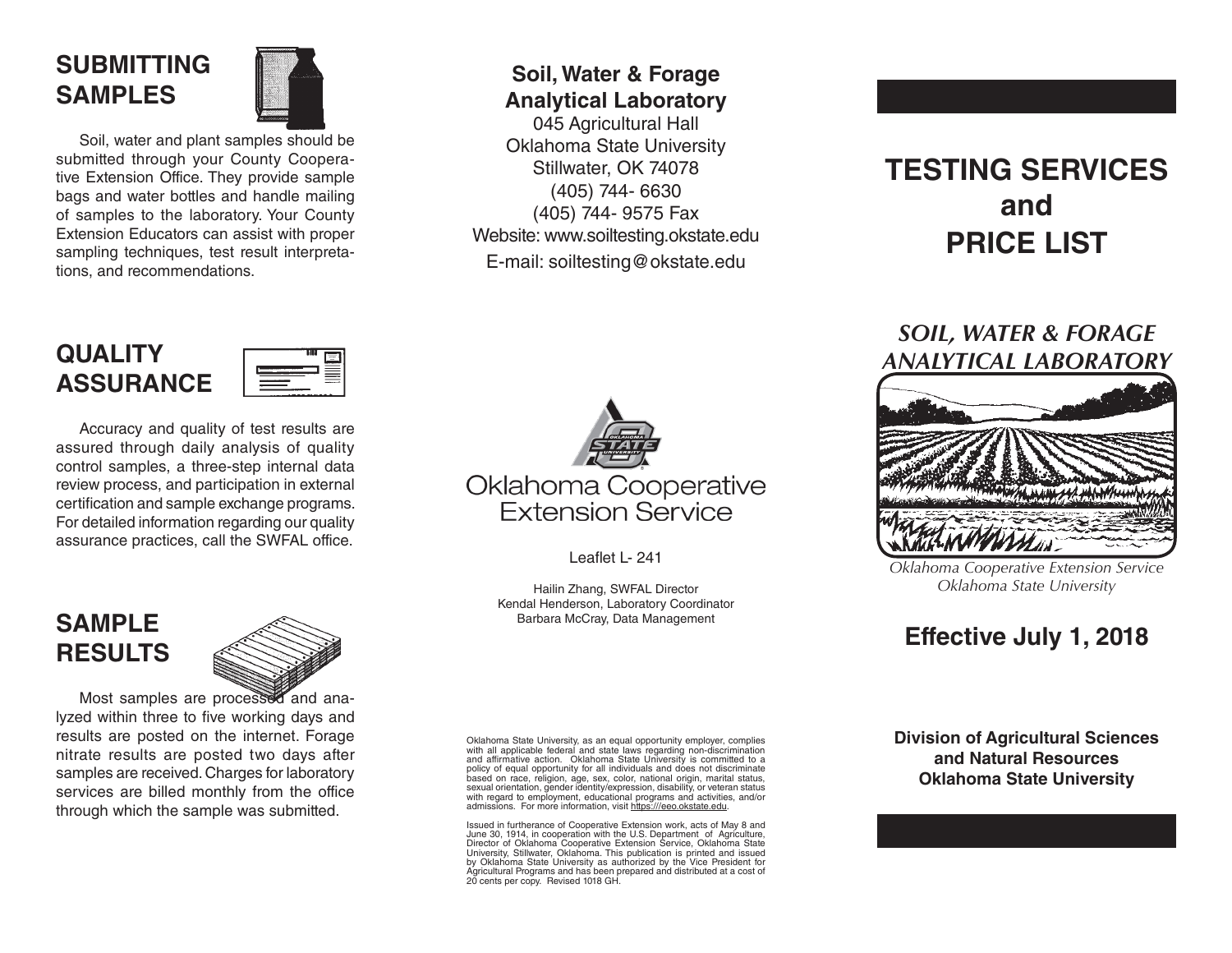## SUBMITTING SAMPLES

Soil, water and plant samples should be submitted through your County Cooperative Extension Office. They provide sample bags and water bottles and handle mailing of samples to the laboratory. Your County Extension Educators can assist with proper sampling techniques, test result interpretations, and recommendations.

## QUALITY ASSURANCE

Accuracy and quality of test results are assured through daily analysis of quality control samples, a three-step internal data review process, and participation in external certification and sample exchange programs. For detailed information regarding our quality assurance practices, call the SWFAL office.

## SAMPLE RESULTS

Most samples are processed and analyzed within three to five working days and results are posted on the internet. Forage nitrate results are posted two days after samples are received. Charges for laboratory services are billed monthly from the office through which the sample was submitted.

**Soil, Water & Forage Analytical Laboratory**

045 Agricultural Hall
Oklahoma State University
Stillwater, OK 74078
(405) 744- 6630
(405) 744- 9575 Fax
Website: www.soiltesting.okstate.edu
E-mail: soiltesting@okstate.edu

Oklahoma Cooperative Extension Service

Leaflet L- 241

Hailin Zhang, SWFAL Director
Kendal Henderson, Laboratory Coordinator
Barbara McCray, Data Management

Oklahoma State University, as an equal opportunity employer, complies with all applicable federal and state laws regarding non-discrimination and affirmative action. Oklahoma State University is committed to a policy of equal opportunity for all individuals and does not discriminate based on race, religion, age, sex, color, national origin, marital status, sexual orientation, gender identity/expression, disability, or veteran status with regard to employment, educational programs and activities, and/or admissions. For more information, visit https://eeo.okstate.edu.

Issued in furtherance of Cooperative Extension work, acts of May 8 and June 30, 1914, in cooperation with the U.S. Department of Agriculture, Director of Oklahoma Cooperative Extension Service, Oklahoma State University, Stillwater, Oklahoma. This publication is printed and issued by Oklahoma State University as authorized by the Vice President for Agricultural Programs and has been prepared and distributed at a cost of 20 cents per copy. Revised 1018 GH.

# TESTING SERVICES and PRICE LIST

*SOIL, WATER & FORAGE ANALYTICAL LABORATORY*

*Oklahoma Cooperative Extension Service*
*Oklahoma State University*

## Effective July 1, 2018

**Division of Agricultural Sciences and Natural Resources**
**Oklahoma State University**